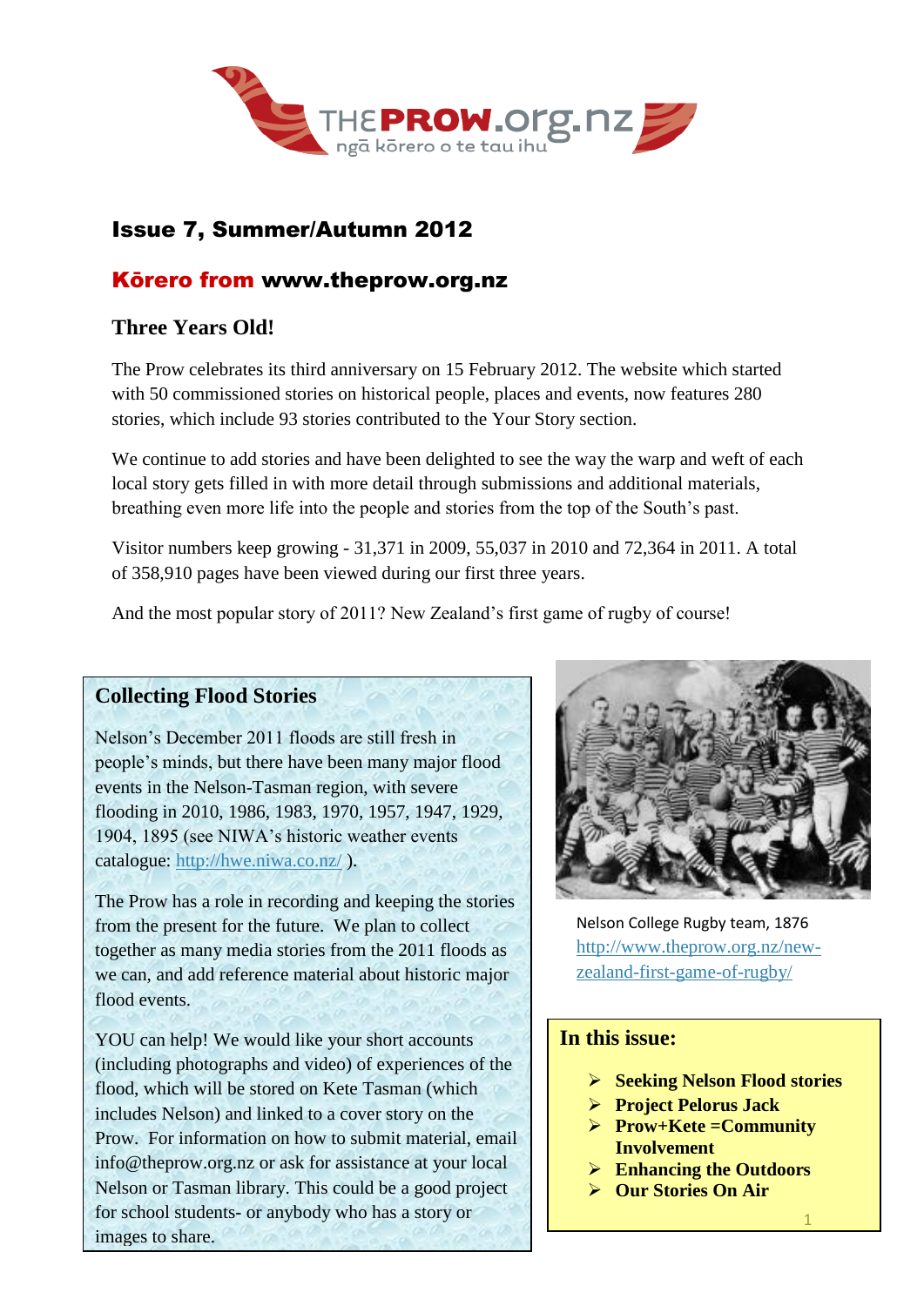THEPROW.org.nz
ngā kōrero o te tau ihu

# Issue 7, Summer/Autumn 2012

## Kōrero from www.theprow.org.nz

### Three Years Old!

The Prow celebrates its third anniversary on 15 February 2012. The website which started with 50 commissioned stories on historical people, places and events, now features 280 stories, which include 93 stories contributed to the Your Story section.

We continue to add stories and have been delighted to see the way the warp and weft of each local story gets filled in with more detail through submissions and additional materials, breathing even more life into the people and stories from the top of the South's past.

Visitor numbers keep growing - 31,371 in 2009, 55,037 in 2010 and 72,364 in 2011. A total of 358,910 pages have been viewed during our first three years.

And the most popular story of 2011? New Zealand's first game of rugby of course!

### Collecting Flood Stories

Nelson's December 2011 floods are still fresh in people's minds, but there have been many major flood events in the Nelson-Tasman region, with severe flooding in 2010, 1986, 1983, 1970, 1957, 1947, 1929, 1904, 1895 (see NIWA's historic weather events catalogue: http://hwe.niwa.co.nz/ ).

The Prow has a role in recording and keeping the stories from the present for the future. We plan to collect together as many media stories from the 2011 floods as we can, and add reference material about historic major flood events.

YOU can help! We would like your short accounts (including photographs and video) of experiences of the flood, which will be stored on Kete Tasman (which includes Nelson) and linked to a cover story on the Prow. For information on how to submit material, email info@theprow.org.nz or ask for assistance at your local Nelson or Tasman library. This could be a good project for school students- or anybody who has a story or images to share.

Nelson College Rugby team, 1876
http://www.theprow.org.nz/new-zealand-first-game-of-rugby/

### In this issue:

- **Seeking Nelson Flood stories**
- **Project Pelorus Jack**
- **Prow+Kete =Community Involvement**
- **Enhancing the Outdoors**
- **Our Stories On Air**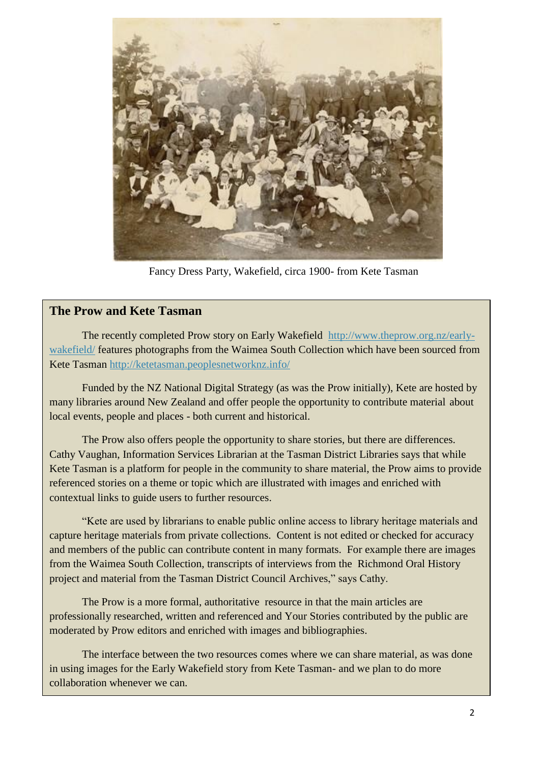Fancy Dress Party, Wakefield, circa 1900- from Kete Tasman

## The Prow and Kete Tasman

The recently completed Prow story on Early Wakefield http://www.theprow.org.nz/early-wakefield/ features photographs from the Waimea South Collection which have been sourced from Kete Tasman http://ketetasman.peoplesnetworknz.info/

Funded by the NZ National Digital Strategy (as was the Prow initially), Kete are hosted by many libraries around New Zealand and offer people the opportunity to contribute material about local events, people and places - both current and historical.

The Prow also offers people the opportunity to share stories, but there are differences. Cathy Vaughan, Information Services Librarian at the Tasman District Libraries says that while Kete Tasman is a platform for people in the community to share material, the Prow aims to provide referenced stories on a theme or topic which are illustrated with images and enriched with contextual links to guide users to further resources.

"Kete are used by librarians to enable public online access to library heritage materials and capture heritage materials from private collections. Content is not edited or checked for accuracy and members of the public can contribute content in many formats. For example there are images from the Waimea South Collection, transcripts of interviews from the Richmond Oral History project and material from the Tasman District Council Archives," says Cathy.

The Prow is a more formal, authoritative resource in that the main articles are professionally researched, written and referenced and Your Stories contributed by the public are moderated by Prow editors and enriched with images and bibliographies.

The interface between the two resources comes where we can share material, as was done in using images for the Early Wakefield story from Kete Tasman- and we plan to do more collaboration whenever we can.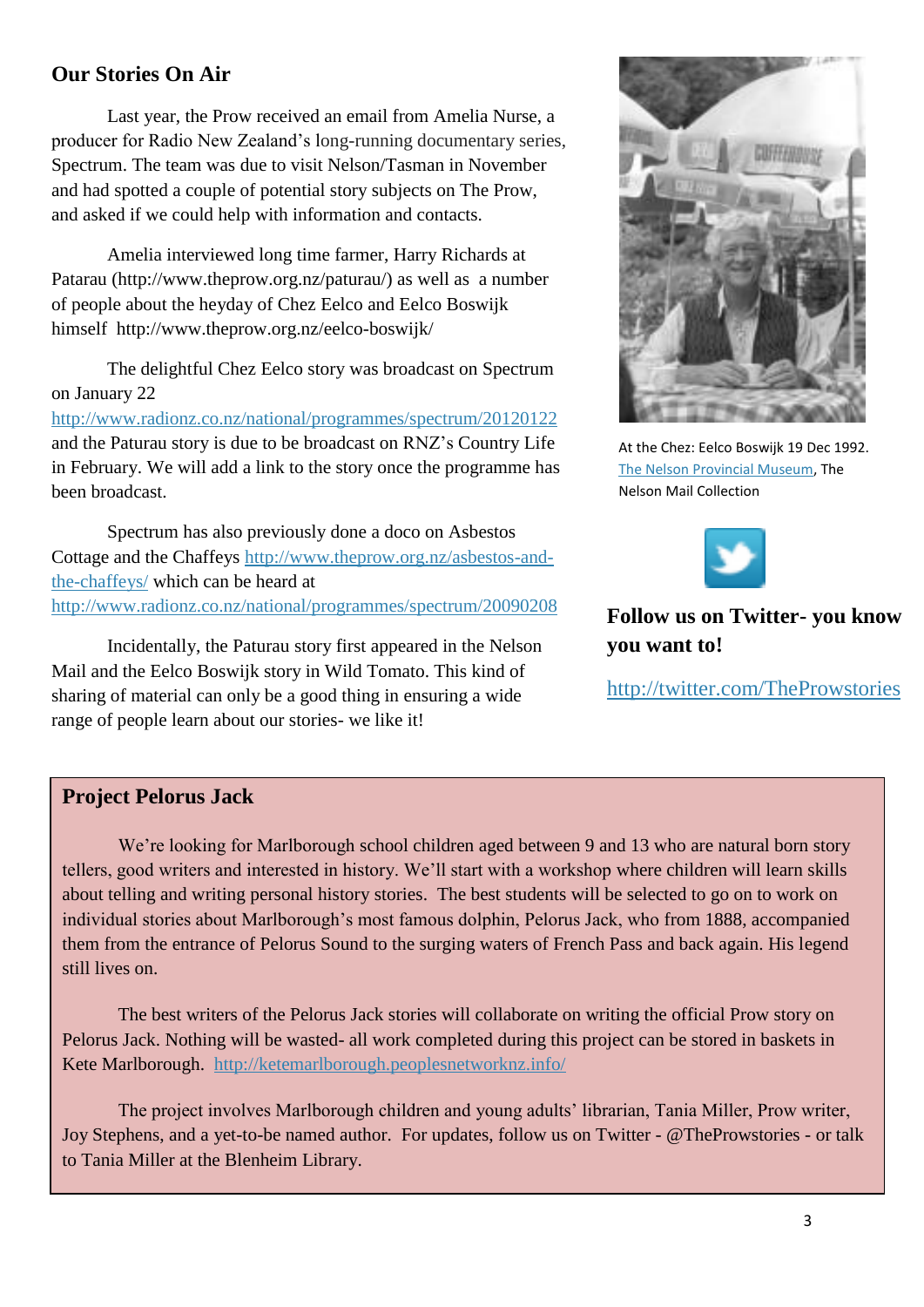## Our Stories On Air

Last year, the Prow received an email from Amelia Nurse, a producer for Radio New Zealand's long-running documentary series, Spectrum. The team was due to visit Nelson/Tasman in November and had spotted a couple of potential story subjects on The Prow, and asked if we could help with information and contacts.

Amelia interviewed long time farmer, Harry Richards at Patarau (http://www.theprow.org.nz/paturau/) as well as a number of people about the heyday of Chez Eelco and Eelco Boswijk himself http://www.theprow.org.nz/eelco-boswijk/

The delightful Chez Eelco story was broadcast on Spectrum on January 22 http://www.radionz.co.nz/national/programmes/spectrum/20120122 and the Paturau story is due to be broadcast on RNZ's Country Life in February. We will add a link to the story once the programme has been broadcast.

Spectrum has also previously done a doco on Asbestos Cottage and the Chaffeys http://www.theprow.org.nz/asbestos-and-the-chaffeys/ which can be heard at http://www.radionz.co.nz/national/programmes/spectrum/20090208

Incidentally, the Paturau story first appeared in the Nelson Mail and the Eelco Boswijk story in Wild Tomato. This kind of sharing of material can only be a good thing in ensuring a wide range of people learn about our stories- we like it!

At the Chez: Eelco Boswijk 19 Dec 1992. The Nelson Provincial Museum, The Nelson Mail Collection

**Follow us on Twitter- you know you want to!**

http://twitter.com/TheProwstories

## Project Pelorus Jack

We're looking for Marlborough school children aged between 9 and 13 who are natural born story tellers, good writers and interested in history. We'll start with a workshop where children will learn skills about telling and writing personal history stories. The best students will be selected to go on to work on individual stories about Marlborough's most famous dolphin, Pelorus Jack, who from 1888, accompanied them from the entrance of Pelorus Sound to the surging waters of French Pass and back again. His legend still lives on.

The best writers of the Pelorus Jack stories will collaborate on writing the official Prow story on Pelorus Jack. Nothing will be wasted- all work completed during this project can be stored in baskets in Kete Marlborough. http://ketemarlborough.peoplesnetworknz.info/

The project involves Marlborough children and young adults' librarian, Tania Miller, Prow writer, Joy Stephens, and a yet-to-be named author. For updates, follow us on Twitter - @TheProwstories - or talk to Tania Miller at the Blenheim Library.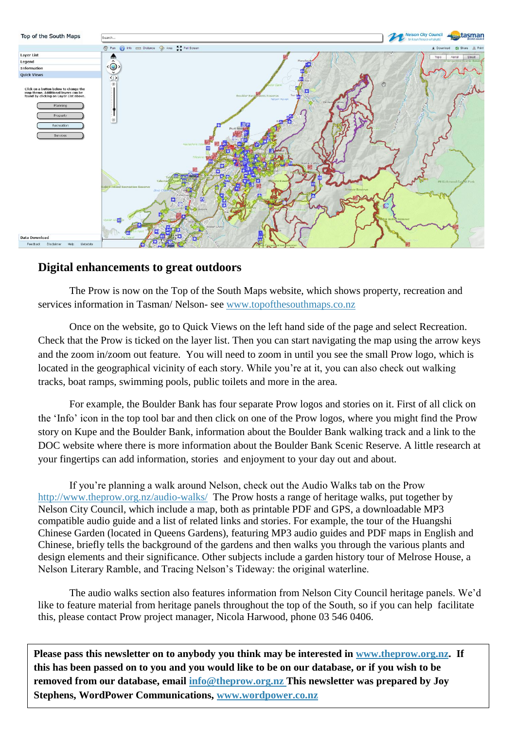## Digital enhancements to great outdoors

The Prow is now on the Top of the South Maps website, which shows property, recreation and services information in Tasman/ Nelson- see www.topofthesouthmaps.co.nz

Once on the website, go to Quick Views on the left hand side of the page and select Recreation. Check that the Prow is ticked on the layer list. Then you can start navigating the map using the arrow keys and the zoom in/zoom out feature. You will need to zoom in until you see the small Prow logo, which is located in the geographical vicinity of each story. While you're at it, you can also check out walking tracks, boat ramps, swimming pools, public toilets and more in the area.

For example, the Boulder Bank has four separate Prow logos and stories on it. First of all click on the 'Info' icon in the top tool bar and then click on one of the Prow logos, where you might find the Prow story on Kupe and the Boulder Bank, information about the Boulder Bank walking track and a link to the DOC website where there is more information about the Boulder Bank Scenic Reserve. A little research at your fingertips can add information, stories and enjoyment to your day out and about.

If you're planning a walk around Nelson, check out the Audio Walks tab on the Prow http://www.theprow.org.nz/audio-walks/ The Prow hosts a range of heritage walks, put together by Nelson City Council, which include a map, both as printable PDF and GPS, a downloadable MP3 compatible audio guide and a list of related links and stories. For example, the tour of the Huangshi Chinese Garden (located in Queens Gardens), featuring MP3 audio guides and PDF maps in English and Chinese, briefly tells the background of the gardens and then walks you through the various plants and design elements and their significance. Other subjects include a garden history tour of Melrose House, a Nelson Literary Ramble, and Tracing Nelson's Tideway: the original waterline.

The audio walks section also features information from Nelson City Council heritage panels. We'd like to feature material from heritage panels throughout the top of the South, so if you can help facilitate this, please contact Prow project manager, Nicola Harwood, phone 03 546 0406.

**Please pass this newsletter on to anybody you think may be interested in www.theprow.org.nz. If this has been passed on to you and you would like to be on our database, or if you wish to be removed from our database, email info@theprow.org.nz This newsletter was prepared by Joy Stephens, WordPower Communications, www.wordpower.co.nz**